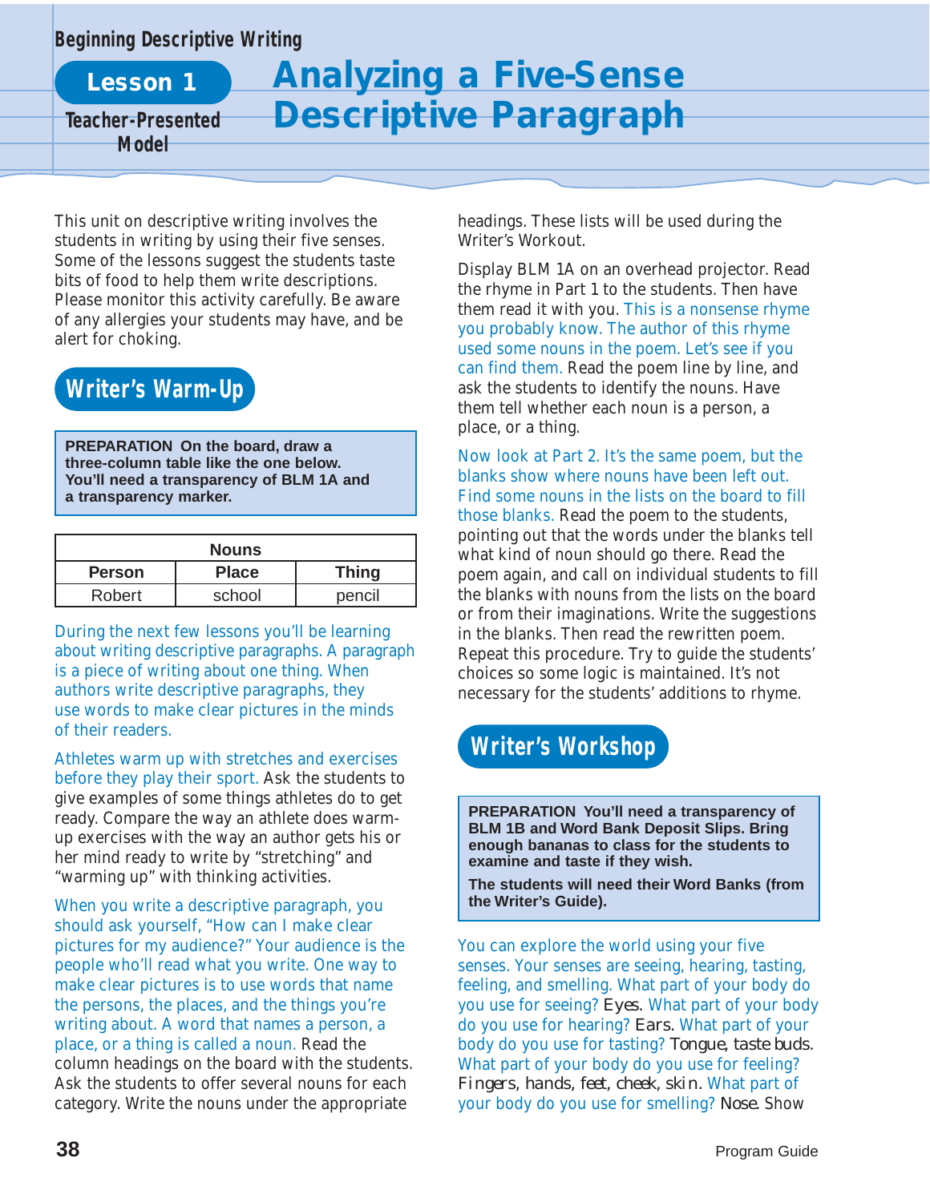Beginning Descriptive Writing

# Lesson 1: Analyzing a Five-Sense Descriptive Paragraph

Teacher-Presented Model

This unit on descriptive writing involves the students in writing by using their five senses. Some of the lessons suggest the students taste bits of food to help them write descriptions. Please monitor this activity carefully. Be aware of any allergies your students may have, and be alert for choking.

## Writer's Warm-Up

**PREPARATION On the board, draw a three-column table like the one below. You'll need a transparency of BLM 1A and a transparency marker.**

| Nouns | | |
|---|---|---|
| **Person** | **Place** | **Thing** |
| Robert | school | pencil |

During the next few lessons you'll be learning about writing descriptive paragraphs. A paragraph is a piece of writing about one thing. When authors write descriptive paragraphs, they use words to make clear pictures in the minds of their readers.

Athletes warm up with stretches and exercises before they play their sport. Ask the students to give examples of some things athletes do to get ready. Compare the way an athlete does warm-up exercises with the way an author gets his or her mind ready to write by "stretching" and "warming up" with thinking activities.

When you write a descriptive paragraph, you should ask yourself, "How can I make clear pictures for my audience?" Your audience is the people who'll read what you write. One way to make clear pictures is to use words that name the persons, the places, and the things you're writing about. A word that names a person, a place, or a thing is called a noun. Read the column headings on the board with the students. Ask the students to offer several nouns for each category. Write the nouns under the appropriate headings. These lists will be used during the Writer's Workout.

Display BLM 1A on an overhead projector. Read the rhyme in Part 1 to the students. Then have them read it with you. This is a nonsense rhyme you probably know. The author of this rhyme used some nouns in the poem. Let's see if you can find them. Read the poem line by line, and ask the students to identify the nouns. Have them tell whether each noun is a person, a place, or a thing.

Now look at Part 2. It's the same poem, but the blanks show where nouns have been left out. Find some nouns in the lists on the board to fill those blanks. Read the poem to the students, pointing out that the words under the blanks tell what kind of noun should go there. Read the poem again, and call on individual students to fill the blanks with nouns from the lists on the board or from their imaginations. Write the suggestions in the blanks. Then read the rewritten poem. Repeat this procedure. Try to guide the students' choices so some logic is maintained. It's not necessary for the students' additions to rhyme.

## Writer's Workshop

**PREPARATION You'll need a transparency of BLM 1B and Word Bank Deposit Slips. Bring enough bananas to class for the students to examine and taste if they wish.**

**The students will need their Word Banks (from the Writer's Guide).**

You can explore the world using your five senses. Your senses are seeing, hearing, tasting, feeling, and smelling. What part of your body do you use for seeing? *Eyes.* What part of your body do you use for hearing? *Ears.* What part of your body do you use for tasting? *Tongue, taste buds.* What part of your body do you use for feeling? *Fingers, hands, feet, cheek, skin.* What part of your body do you use for smelling? *Nose.* Show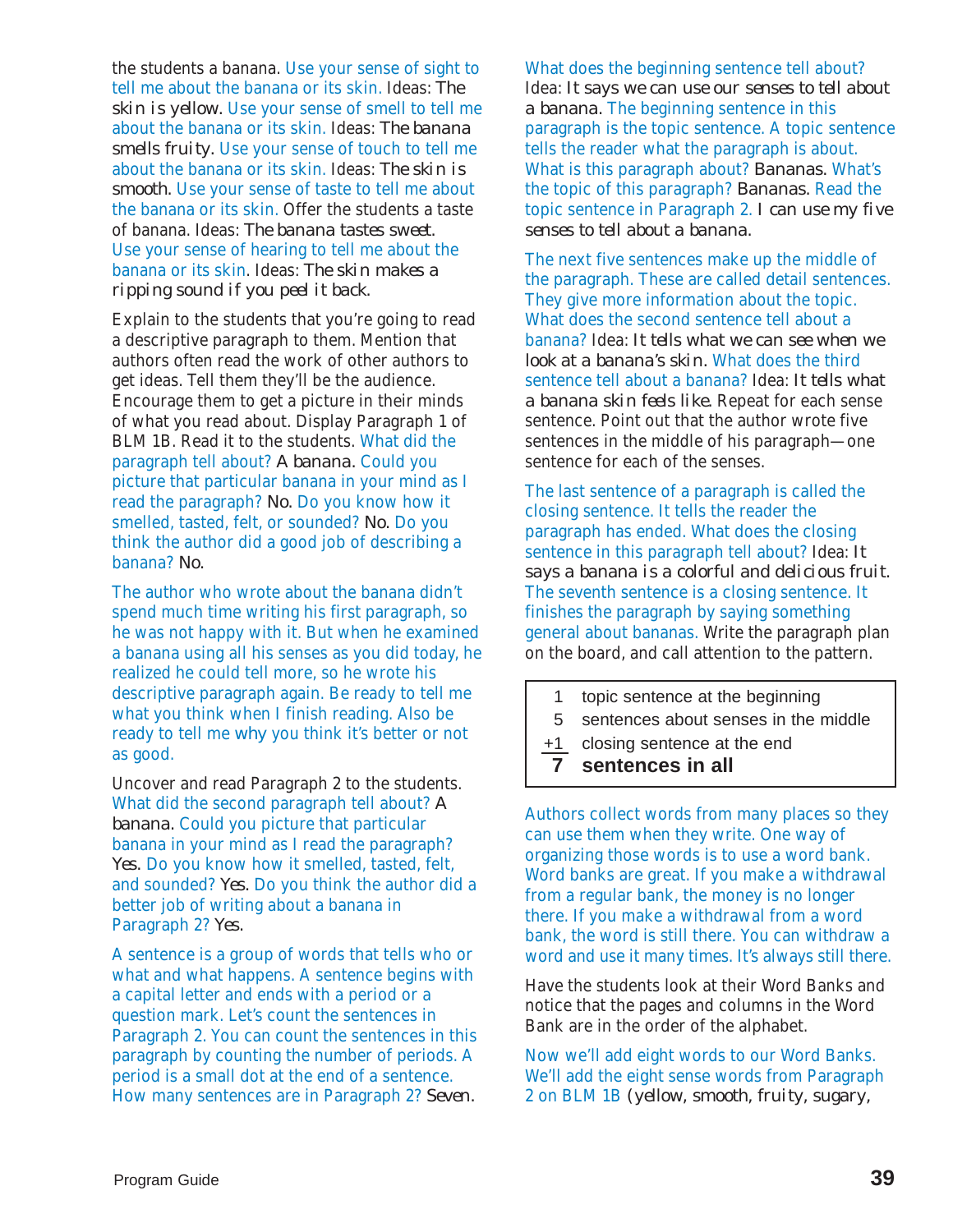the students a banana. Use your sense of sight to tell me about the banana or its skin. Ideas: The skin is yellow. Use your sense of smell to tell me about the banana or its skin. Ideas: The banana smells fruity. Use your sense of touch to tell me about the banana or its skin. Ideas: The skin is smooth. Use your sense of taste to tell me about the banana or its skin. Offer the students a taste of banana. Ideas: The banana tastes sweet. Use your sense of hearing to tell me about the banana or its skin. Ideas: The skin makes a ripping sound if you peel it back.

Explain to the students that you're going to read a descriptive paragraph to them. Mention that authors often read the work of other authors to get ideas. Tell them they'll be the audience. Encourage them to get a picture in their minds of what you read about. Display Paragraph 1 of BLM 1B. Read it to the students. What did the paragraph tell about? A banana. Could you picture that particular banana in your mind as I read the paragraph? No. Do you know how it smelled, tasted, felt, or sounded? No. Do you think the author did a good job of describing a banana? No.

The author who wrote about the banana didn't spend much time writing his first paragraph, so he was not happy with it. But when he examined a banana using all his senses as you did today, he realized he could tell more, so he wrote his descriptive paragraph again. Be ready to tell me what you think when I finish reading. Also be ready to tell me why you think it's better or not as good.

Uncover and read Paragraph 2 to the students. What did the second paragraph tell about? A banana. Could you picture that particular banana in your mind as I read the paragraph? Yes. Do you know how it smelled, tasted, felt, and sounded? Yes. Do you think the author did a better job of writing about a banana in Paragraph 2? Yes.

A sentence is a group of words that tells who or what and what happens. A sentence begins with a capital letter and ends with a period or a question mark. Let's count the sentences in Paragraph 2. You can count the sentences in this paragraph by counting the number of periods. A period is a small dot at the end of a sentence. How many sentences are in Paragraph 2? Seven.

What does the beginning sentence tell about? Idea: It says we can use our senses to tell about a banana. The beginning sentence in this paragraph is the topic sentence. A topic sentence tells the reader what the paragraph is about. What is this paragraph about? Bananas. What's the topic of this paragraph? Bananas. Read the topic sentence in Paragraph 2. I can use my five senses to tell about a banana.

The next five sentences make up the middle of the paragraph. These are called detail sentences. They give more information about the topic. What does the second sentence tell about a banana? Idea: It tells what we can see when we look at a banana's skin. What does the third sentence tell about a banana? Idea: It tells what a banana skin feels like. Repeat for each sense sentence. Point out that the author wrote five sentences in the middle of his paragraph—one sentence for each of the senses.

The last sentence of a paragraph is called the closing sentence. It tells the reader the paragraph has ended. What does the closing sentence in this paragraph tell about? Idea: It says a banana is a colorful and delicious fruit. The seventh sentence is a closing sentence. It finishes the paragraph by saying something general about bananas. Write the paragraph plan on the board, and call attention to the pattern.

| | |
|---|---|
| 1 | topic sentence at the beginning |
| 5 | sentences about senses in the middle |
| +1 | closing sentence at the end |
| **7** | **sentences in all** |

Authors collect words from many places so they can use them when they write. One way of organizing those words is to use a word bank. Word banks are great. If you make a withdrawal from a regular bank, the money is no longer there. If you make a withdrawal from a word bank, the word is still there. You can withdraw a word and use it many times. It's always still there.

Have the students look at their Word Banks and notice that the pages and columns in the Word Bank are in the order of the alphabet.

Now we'll add eight words to our Word Banks. We'll add the eight sense words from Paragraph 2 on BLM 1B (yellow, smooth, fruity, sugary,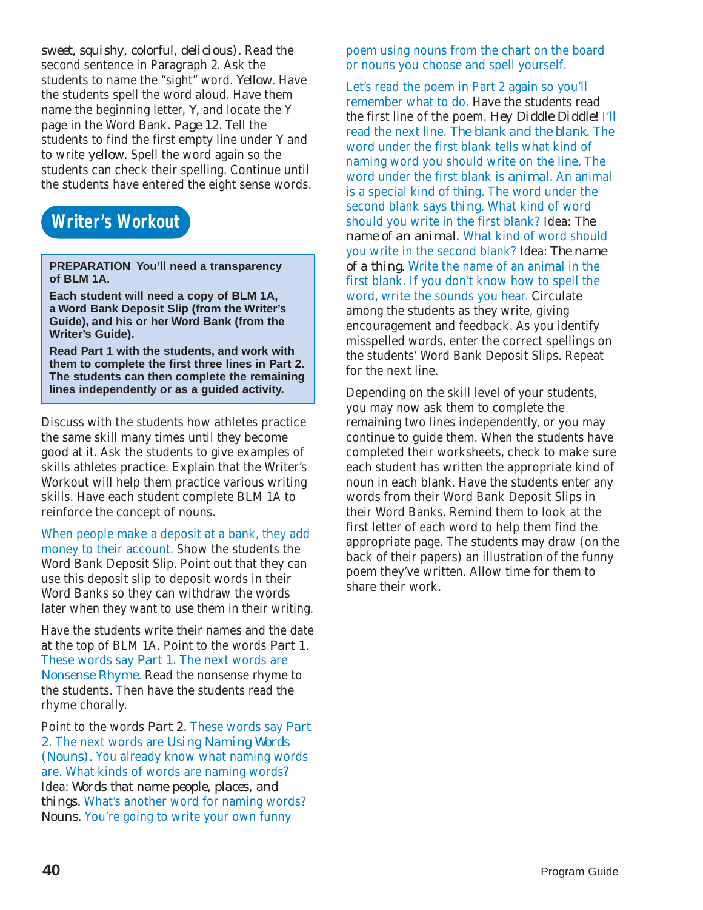*sweet, squishy, colorful, delicious*). Read the second sentence in Paragraph 2. Ask the students to name the "sight" word. *Yellow*. Have the students spell the word aloud. Have them name the beginning letter, *Y*, and locate the Y page in the Word Bank. *Page 12*. Tell the students to find the first empty line under Y and to write *yellow*. Spell the word again so the students can check their spelling. Continue until the students have entered the eight sense words.

## Writer's Workout

> **PREPARATION You'll need a transparency of BLM 1A.**
>
> **Each student will need a copy of BLM 1A, a Word Bank Deposit Slip (from the Writer's Guide), and his or her Word Bank (from the Writer's Guide).**
>
> **Read Part 1 with the students, and work with them to complete the first three lines in Part 2. The students can then complete the remaining lines independently or as a guided activity.**

Discuss with the students how athletes practice the same skill many times until they become good at it. Ask the students to give examples of skills athletes practice. Explain that the Writer's Workout will help them practice various writing skills. Have each student complete BLM 1A to reinforce the concept of nouns.

When people make a deposit at a bank, they add money to their account. Show the students the Word Bank Deposit Slip. Point out that they can use this deposit slip to deposit words in their Word Banks so they can withdraw the words later when they want to use them in their writing.

Have the students write their names and the date at the top of BLM 1A. Point to the words *Part 1*. These words say *Part 1*. The next words are *Nonsense Rhyme*. Read the nonsense rhyme to the students. Then have the students read the rhyme chorally.

Point to the words *Part 2*. These words say *Part 2*. The next words are *Using Naming Words (Nouns)*. You already know what naming words are. What kinds of words are naming words? Idea: *Words that name people, places, and things*. What's another word for naming words? *Nouns*. You're going to write your own funny poem using nouns from the chart on the board or nouns you choose and spell yourself.

Let's read the poem in Part 2 again so you'll remember what to do. Have the students read the first line of the poem. *Hey Diddle Diddle!* I'll read the next line. *The blank and the blank*. The word under the first blank tells what kind of naming word you should write on the line. The word under the first blank is *animal*. An animal is a special kind of thing. The word under the second blank says *thing*. What kind of word should you write in the first blank? Idea: *The name of an animal*. What kind of word should you write in the second blank? Idea: *The name of a thing*. Write the name of an animal in the first blank. If you don't know how to spell the word, write the sounds you hear. Circulate among the students as they write, giving encouragement and feedback. As you identify misspelled words, enter the correct spellings on the students' Word Bank Deposit Slips. Repeat for the next line.

Depending on the skill level of your students, you may now ask them to complete the remaining two lines independently, or you may continue to guide them. When the students have completed their worksheets, check to make sure each student has written the appropriate kind of noun in each blank. Have the students enter any words from their Word Bank Deposit Slips in their Word Banks. Remind them to look at the first letter of each word to help them find the appropriate page. The students may draw (on the back of their papers) an illustration of the funny poem they've written. Allow time for them to share their work.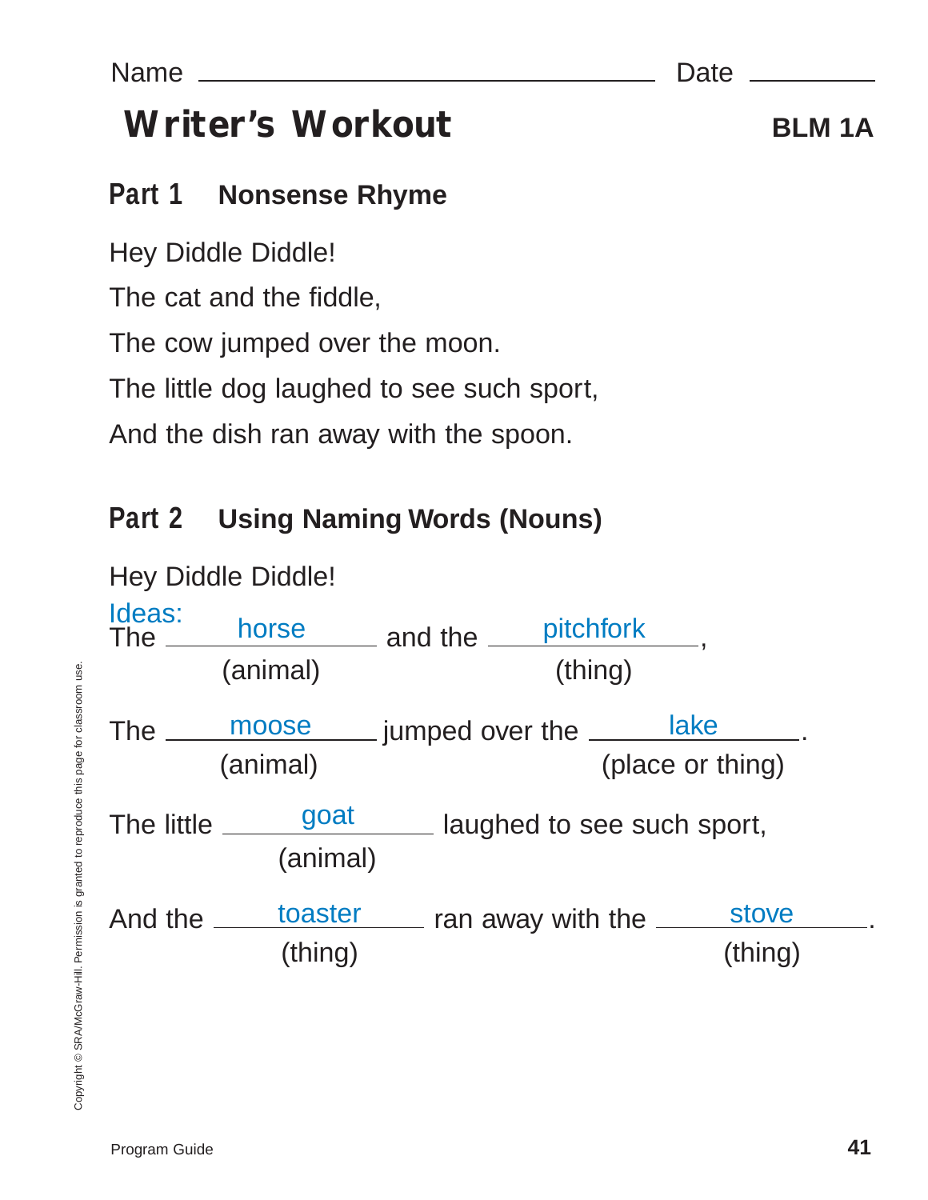Name ______________________ Date __________

# Writer's Workout

**BLM 1A**

## Part 1 Nonsense Rhyme

Hey Diddle Diddle!

The cat and the fiddle,

The cow jumped over the moon.

The little dog laughed to see such sport,

And the dish ran away with the spoon.

## Part 2 Using Naming Words (Nouns)

Hey Diddle Diddle!

Ideas:

The ____horse____ and the ____pitchfork____,
(animal) (thing)

The ____moose____ jumped over the ____lake____.
(animal) (place or thing)

The little ____goat____ laughed to see such sport,
(animal)

And the ____toaster____ ran away with the ____stove____.
(thing) (thing)

Copyright © SRA/McGraw-Hill. Permission is granted to reproduce this page for classroom use.

Program Guide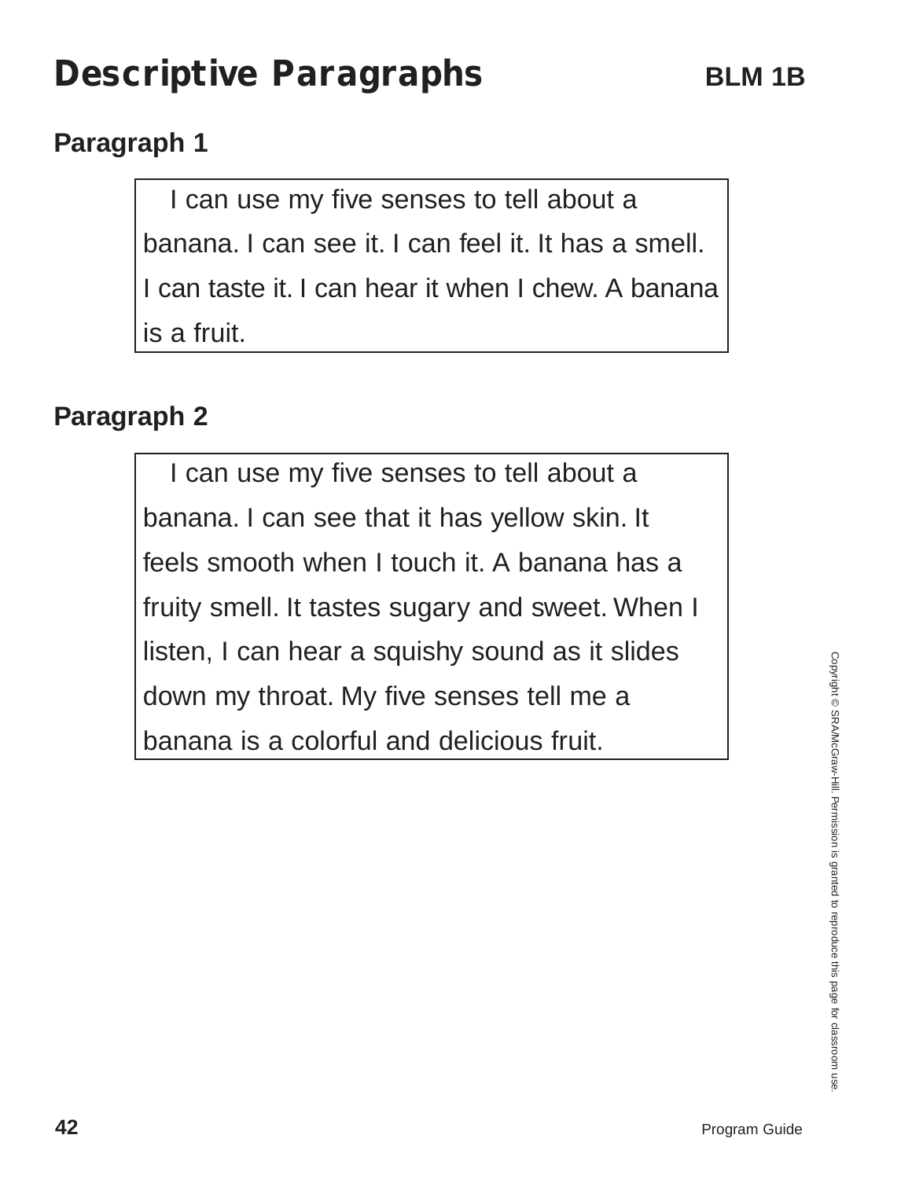# Descriptive Paragraphs

BLM 1B

### Paragraph 1

I can use my five senses to tell about a banana. I can see it. I can feel it. It has a smell. I can taste it. I can hear it when I chew. A banana is a fruit.

### Paragraph 2

I can use my five senses to tell about a banana. I can see that it has yellow skin. It feels smooth when I touch it. A banana has a fruity smell. It tastes sugary and sweet. When I listen, I can hear a squishy sound as it slides down my throat. My five senses tell me a banana is a colorful and delicious fruit.

Copyright © SRA/McGraw-Hill. Permission is granted to reproduce this page for classroom use.